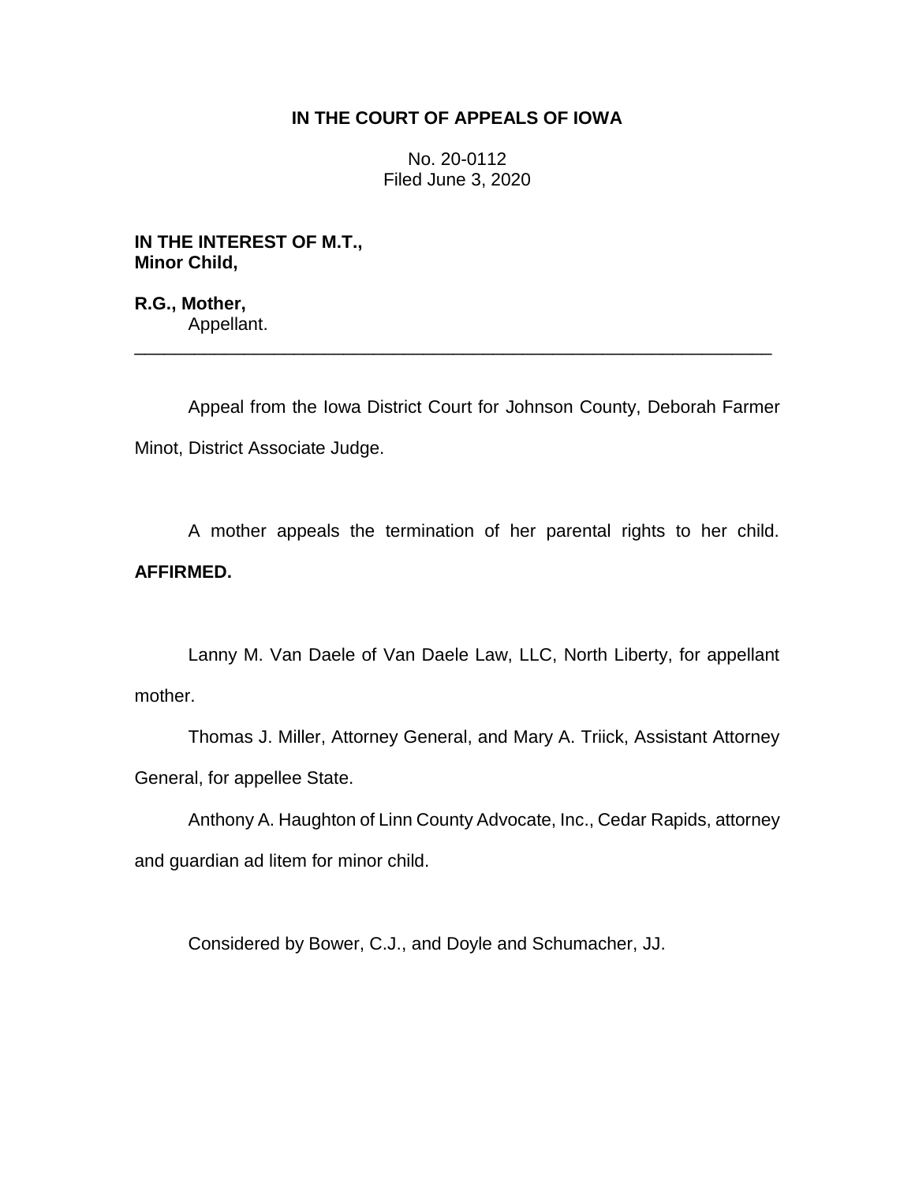**IN THE COURT OF APPEALS OF IOWA**

No. 20-0112
Filed June 3, 2020

**IN THE INTEREST OF M.T.,**
**Minor Child,**

**R.G., Mother,**
Appellant.

---

Appeal from the Iowa District Court for Johnson County, Deborah Farmer Minot, District Associate Judge.

A mother appeals the termination of her parental rights to her child. **AFFIRMED.**

Lanny M. Van Daele of Van Daele Law, LLC, North Liberty, for appellant mother.

Thomas J. Miller, Attorney General, and Mary A. Triick, Assistant Attorney General, for appellee State.

Anthony A. Haughton of Linn County Advocate, Inc., Cedar Rapids, attorney and guardian ad litem for minor child.

Considered by Bower, C.J., and Doyle and Schumacher, JJ.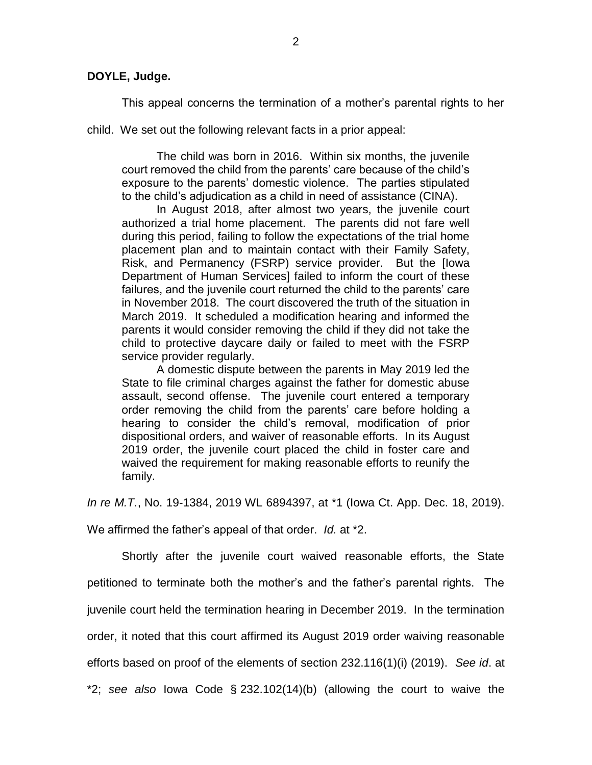**DOYLE, Judge.**

This appeal concerns the termination of a mother's parental rights to her child. We set out the following relevant facts in a prior appeal:

> The child was born in 2016. Within six months, the juvenile court removed the child from the parents' care because of the child's exposure to the parents' domestic violence. The parties stipulated to the child's adjudication as a child in need of assistance (CINA).
>
> In August 2018, after almost two years, the juvenile court authorized a trial home placement. The parents did not fare well during this period, failing to follow the expectations of the trial home placement plan and to maintain contact with their Family Safety, Risk, and Permanency (FSRP) service provider. But the [Iowa Department of Human Services] failed to inform the court of these failures, and the juvenile court returned the child to the parents' care in November 2018. The court discovered the truth of the situation in March 2019. It scheduled a modification hearing and informed the parents it would consider removing the child if they did not take the child to protective daycare daily or failed to meet with the FSRP service provider regularly.
>
> A domestic dispute between the parents in May 2019 led the State to file criminal charges against the father for domestic abuse assault, second offense. The juvenile court entered a temporary order removing the child from the parents' care before holding a hearing to consider the child's removal, modification of prior dispositional orders, and waiver of reasonable efforts. In its August 2019 order, the juvenile court placed the child in foster care and waived the requirement for making reasonable efforts to reunify the family.

*In re M.T.*, No. 19-1384, 2019 WL 6894397, at *1 (Iowa Ct. App. Dec. 18, 2019). We affirmed the father's appeal of that order. *Id.* at *2.

Shortly after the juvenile court waived reasonable efforts, the State petitioned to terminate both the mother's and the father's parental rights. The juvenile court held the termination hearing in December 2019. In the termination order, it noted that this court affirmed its August 2019 order waiving reasonable efforts based on proof of the elements of section 232.116(1)(i) (2019). *See id*. at *2; *see also* Iowa Code § 232.102(14)(b) (allowing the court to waive the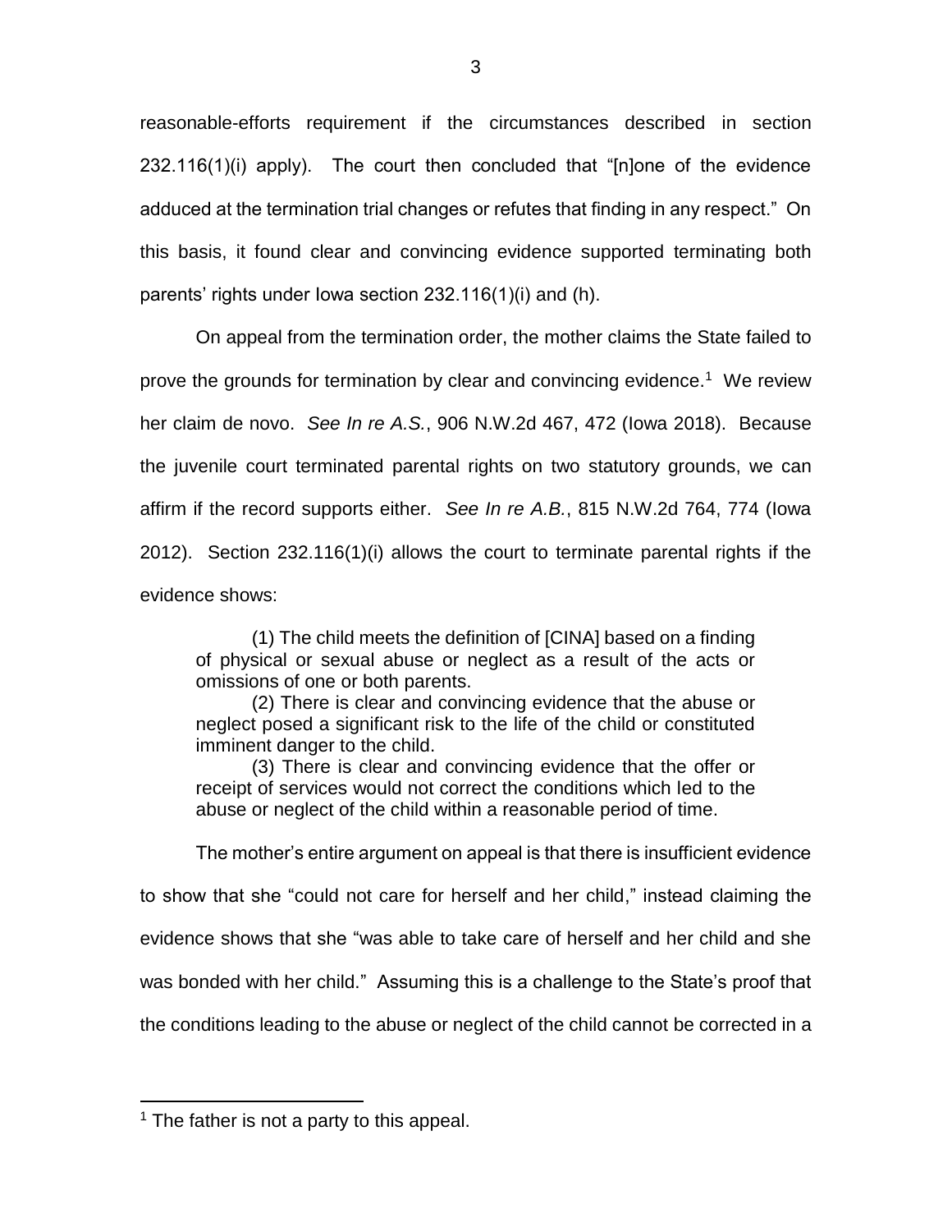reasonable-efforts requirement if the circumstances described in section 232.116(1)(i) apply). The court then concluded that "[n]one of the evidence adduced at the termination trial changes or refutes that finding in any respect." On this basis, it found clear and convincing evidence supported terminating both parents' rights under Iowa section 232.116(1)(i) and (h).

On appeal from the termination order, the mother claims the State failed to prove the grounds for termination by clear and convincing evidence.[1] We review her claim de novo. *See In re A.S.*, 906 N.W.2d 467, 472 (Iowa 2018). Because the juvenile court terminated parental rights on two statutory grounds, we can affirm if the record supports either. *See In re A.B.*, 815 N.W.2d 764, 774 (Iowa 2012). Section 232.116(1)(i) allows the court to terminate parental rights if the evidence shows:

> (1) The child meets the definition of [CINA] based on a finding of physical or sexual abuse or neglect as a result of the acts or omissions of one or both parents.
>
> (2) There is clear and convincing evidence that the abuse or neglect posed a significant risk to the life of the child or constituted imminent danger to the child.
>
> (3) There is clear and convincing evidence that the offer or receipt of services would not correct the conditions which led to the abuse or neglect of the child within a reasonable period of time.

The mother's entire argument on appeal is that there is insufficient evidence to show that she "could not care for herself and her child," instead claiming the evidence shows that she "was able to take care of herself and her child and she was bonded with her child." Assuming this is a challenge to the State's proof that the conditions leading to the abuse or neglect of the child cannot be corrected in a

[1] The father is not a party to this appeal.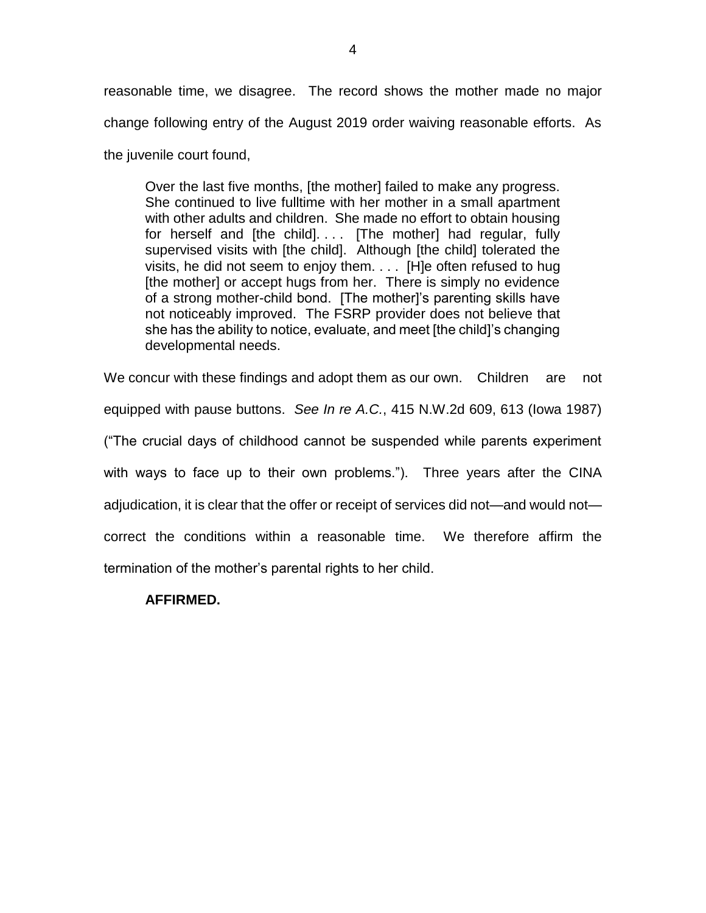reasonable time, we disagree. The record shows the mother made no major change following entry of the August 2019 order waiving reasonable efforts. As the juvenile court found,

> Over the last five months, [the mother] failed to make any progress. She continued to live fulltime with her mother in a small apartment with other adults and children. She made no effort to obtain housing for herself and [the child]. . . . [The mother] had regular, fully supervised visits with [the child]. Although [the child] tolerated the visits, he did not seem to enjoy them. . . . [H]e often refused to hug [the mother] or accept hugs from her. There is simply no evidence of a strong mother-child bond. [The mother]'s parenting skills have not noticeably improved. The FSRP provider does not believe that she has the ability to notice, evaluate, and meet [the child]'s changing developmental needs.

We concur with these findings and adopt them as our own. Children are not equipped with pause buttons. *See In re A.C.*, 415 N.W.2d 609, 613 (Iowa 1987) ("The crucial days of childhood cannot be suspended while parents experiment with ways to face up to their own problems."). Three years after the CINA adjudication, it is clear that the offer or receipt of services did not—and would not—correct the conditions within a reasonable time. We therefore affirm the termination of the mother's parental rights to her child.

**AFFIRMED.**